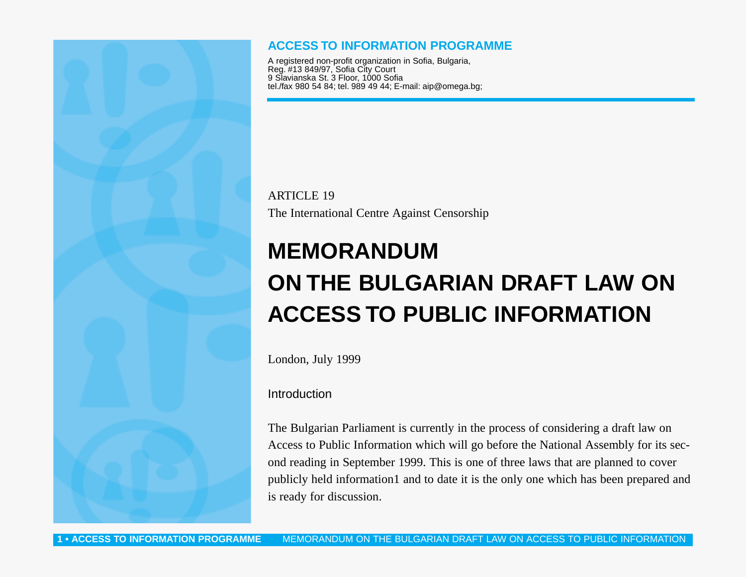**ACCESS TO INFORMATION PROGRAMME**

A registered non-profit organization in Sofia, Bulgaria,
Reg. #13 849/97, Sofia City Court
9 Slavianska St. 3 Floor, 1000 Sofia
tel./fax 980 54 84; tel. 989 49 44; E-mail: aip@omega.bg;

ARTICLE 19
The International Centre Against Censorship

# MEMORANDUM ON THE BULGARIAN DRAFT LAW ON ACCESS TO PUBLIC INFORMATION

London, July 1999

## Introduction

The Bulgarian Parliament is currently in the process of considering a draft law on Access to Public Information which will go before the National Assembly for its second reading in September 1999. This is one of three laws that are planned to cover publicly held information[1] and to date it is the only one which has been prepared and is ready for discussion.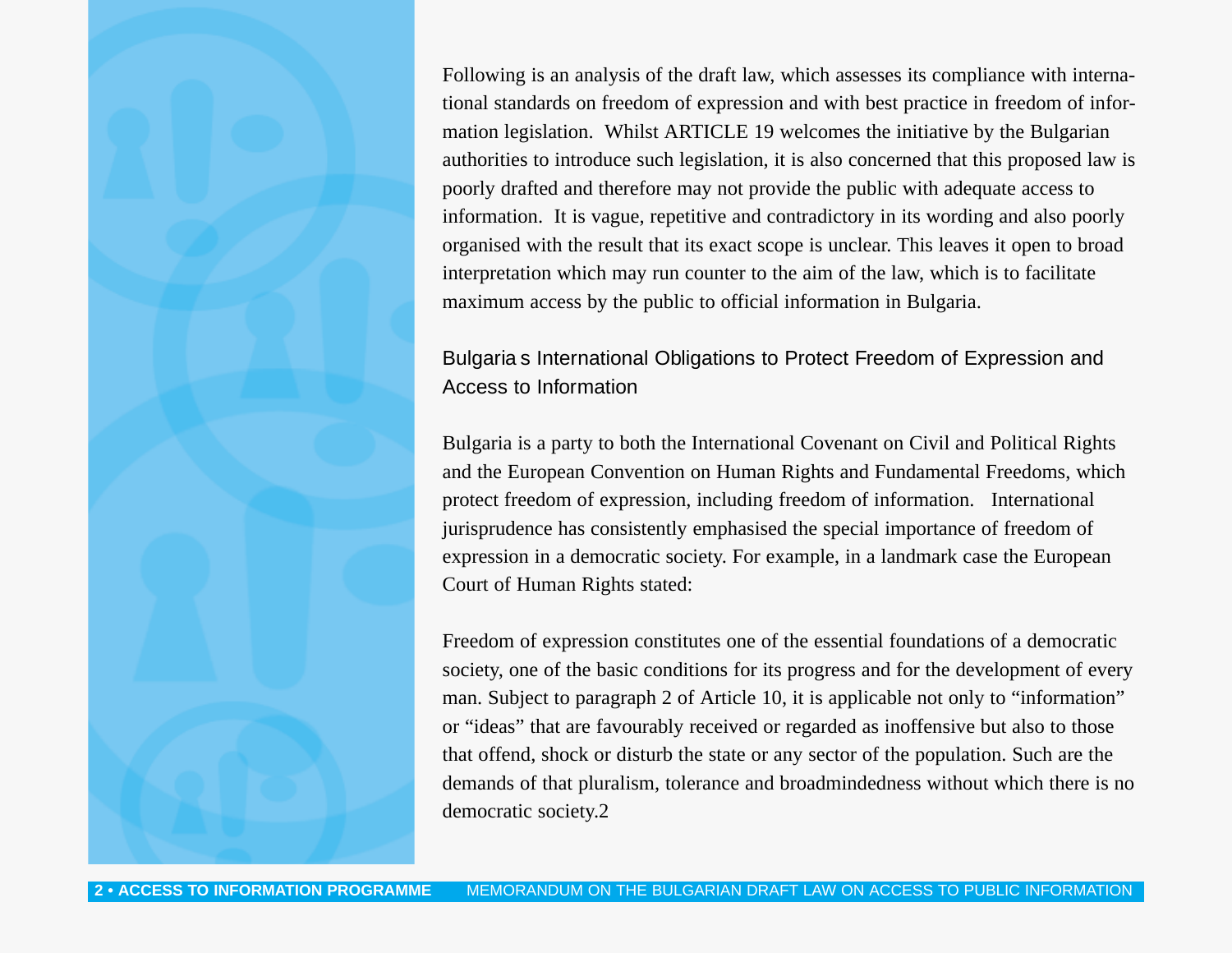Following is an analysis of the draft law, which assesses its compliance with international standards on freedom of expression and with best practice in freedom of information legislation. Whilst ARTICLE 19 welcomes the initiative by the Bulgarian authorities to introduce such legislation, it is also concerned that this proposed law is poorly drafted and therefore may not provide the public with adequate access to information. It is vague, repetitive and contradictory in its wording and also poorly organised with the result that its exact scope is unclear. This leaves it open to broad interpretation which may run counter to the aim of the law, which is to facilitate maximum access by the public to official information in Bulgaria.

## Bulgaria s International Obligations to Protect Freedom of Expression and Access to Information

Bulgaria is a party to both the International Covenant on Civil and Political Rights and the European Convention on Human Rights and Fundamental Freedoms, which protect freedom of expression, including freedom of information. International jurisprudence has consistently emphasised the special importance of freedom of expression in a democratic society. For example, in a landmark case the European Court of Human Rights stated:

Freedom of expression constitutes one of the essential foundations of a democratic society, one of the basic conditions for its progress and for the development of every man. Subject to paragraph 2 of Article 10, it is applicable not only to “information” or “ideas” that are favourably received or regarded as inoffensive but also to those that offend, shock or disturb the state or any sector of the population. Such are the demands of that pluralism, tolerance and broadmindedness without which there is no democratic society.[2]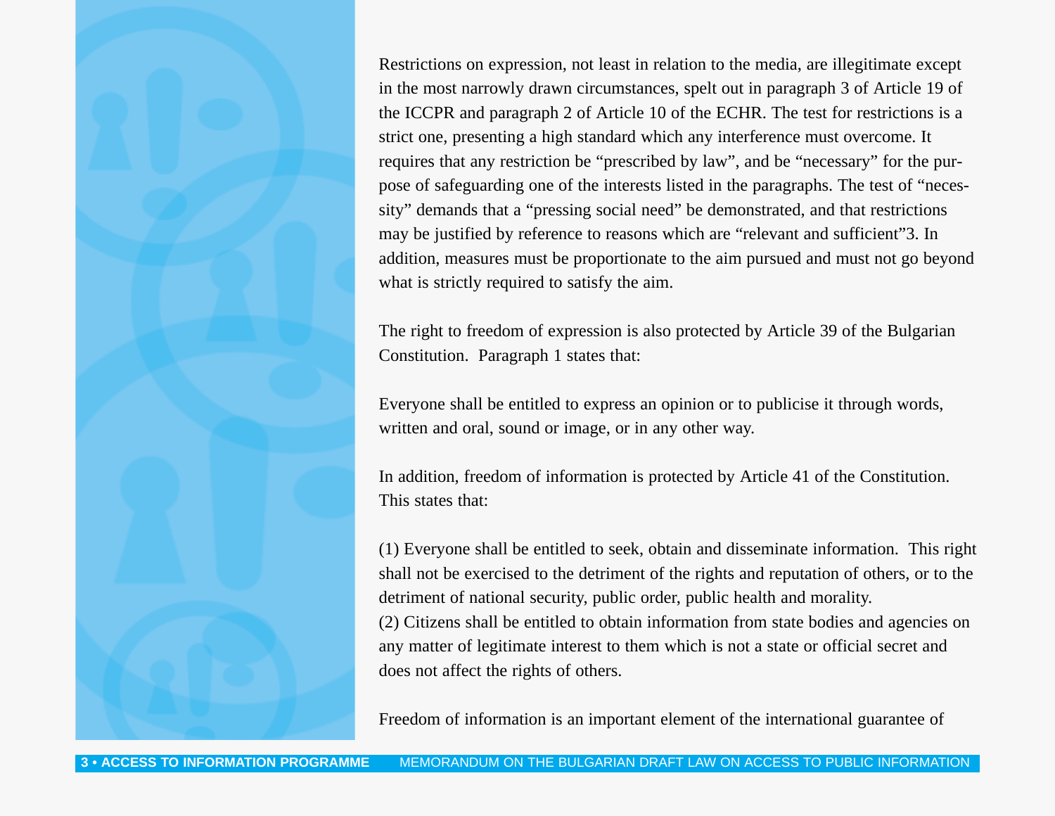Restrictions on expression, not least in relation to the media, are illegitimate except in the most narrowly drawn circumstances, spelt out in paragraph 3 of Article 19 of the ICCPR and paragraph 2 of Article 10 of the ECHR. The test for restrictions is a strict one, presenting a high standard which any interference must overcome. It requires that any restriction be "prescribed by law", and be "necessary" for the purpose of safeguarding one of the interests listed in the paragraphs. The test of "necessity" demands that a "pressing social need" be demonstrated, and that restrictions may be justified by reference to reasons which are "relevant and sufficient"[3]. In addition, measures must be proportionate to the aim pursued and must not go beyond what is strictly required to satisfy the aim.

The right to freedom of expression is also protected by Article 39 of the Bulgarian Constitution. Paragraph 1 states that:

Everyone shall be entitled to express an opinion or to publicise it through words, written and oral, sound or image, or in any other way.

In addition, freedom of information is protected by Article 41 of the Constitution. This states that:

(1) Everyone shall be entitled to seek, obtain and disseminate information. This right shall not be exercised to the detriment of the rights and reputation of others, or to the detriment of national security, public order, public health and morality.
(2) Citizens shall be entitled to obtain information from state bodies and agencies on any matter of legitimate interest to them which is not a state or official secret and does not affect the rights of others.

Freedom of information is an important element of the international guarantee of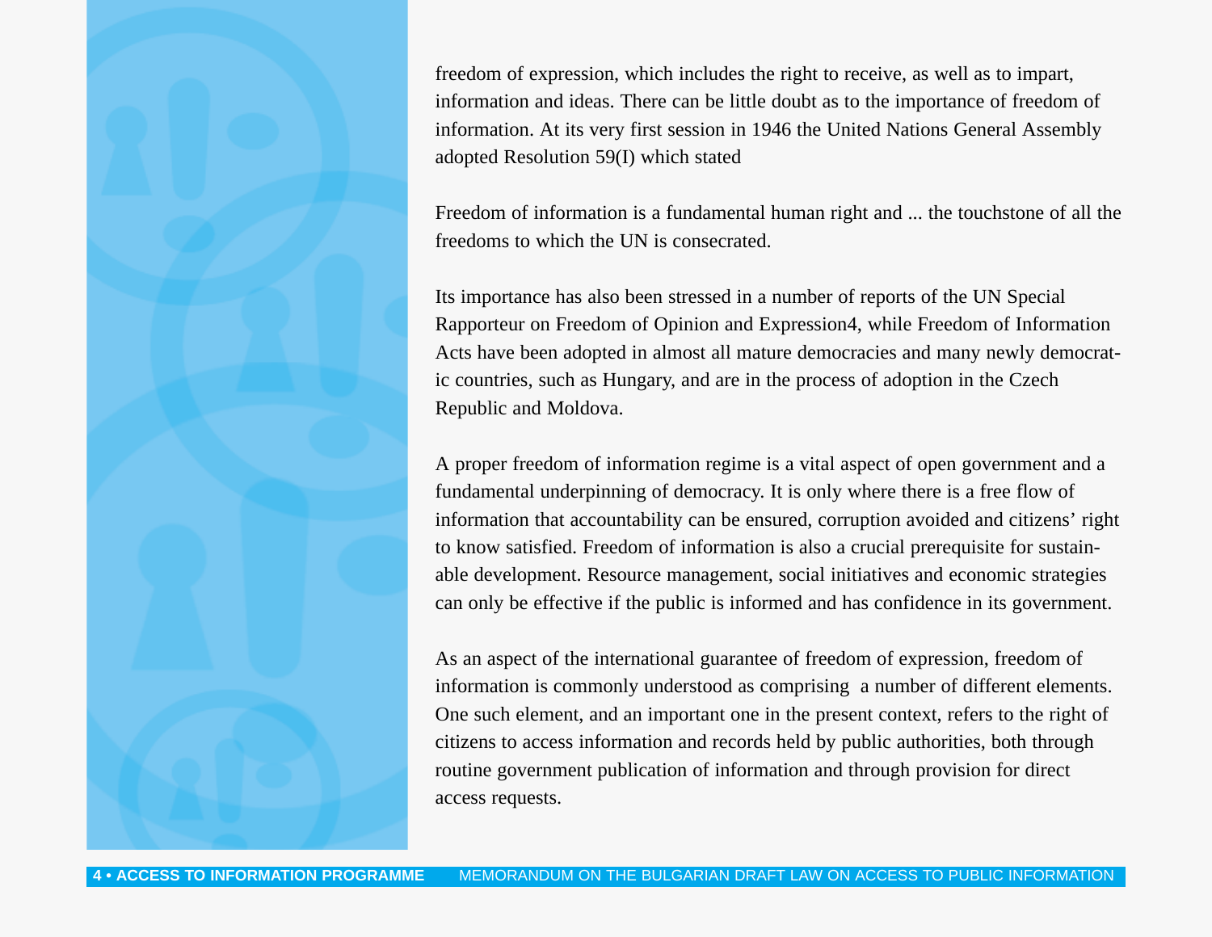freedom of expression, which includes the right to receive, as well as to impart, information and ideas. There can be little doubt as to the importance of freedom of information. At its very first session in 1946 the United Nations General Assembly adopted Resolution 59(I) which stated

Freedom of information is a fundamental human right and ... the touchstone of all the freedoms to which the UN is consecrated.

Its importance has also been stressed in a number of reports of the UN Special Rapporteur on Freedom of Opinion and Expression[4], while Freedom of Information Acts have been adopted in almost all mature democracies and many newly democratic countries, such as Hungary, and are in the process of adoption in the Czech Republic and Moldova.

A proper freedom of information regime is a vital aspect of open government and a fundamental underpinning of democracy. It is only where there is a free flow of information that accountability can be ensured, corruption avoided and citizens' right to know satisfied. Freedom of information is also a crucial prerequisite for sustainable development. Resource management, social initiatives and economic strategies can only be effective if the public is informed and has confidence in its government.

As an aspect of the international guarantee of freedom of expression, freedom of information is commonly understood as comprising a number of different elements. One such element, and an important one in the present context, refers to the right of citizens to access information and records held by public authorities, both through routine government publication of information and through provision for direct access requests.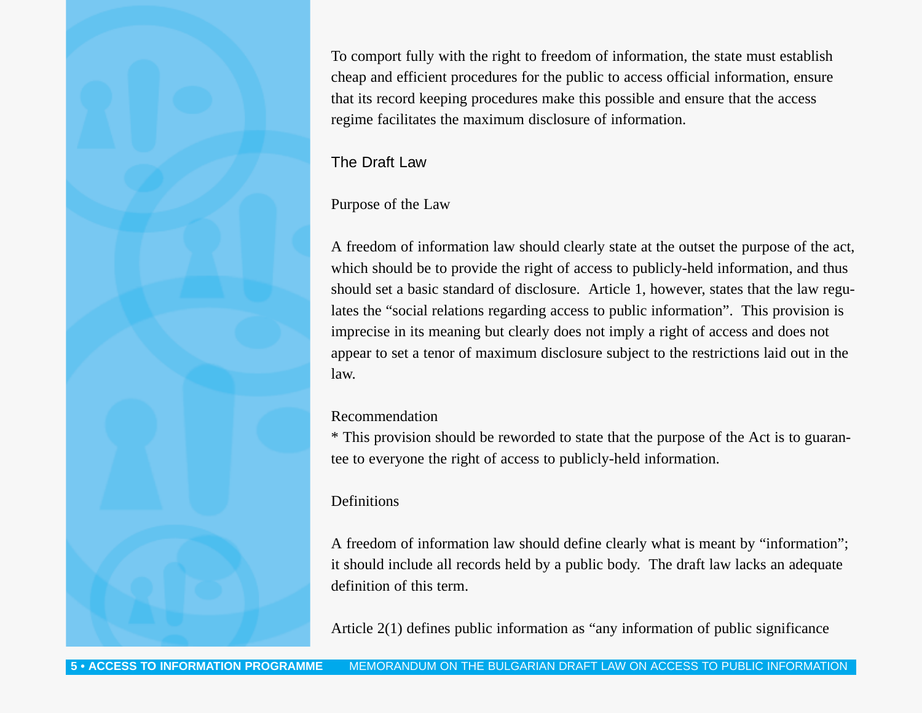To comport fully with the right to freedom of information, the state must establish cheap and efficient procedures for the public to access official information, ensure that its record keeping procedures make this possible and ensure that the access regime facilitates the maximum disclosure of information.

## The Draft Law

### Purpose of the Law

A freedom of information law should clearly state at the outset the purpose of the act, which should be to provide the right of access to publicly-held information, and thus should set a basic standard of disclosure. Article 1, however, states that the law regulates the "social relations regarding access to public information". This provision is imprecise in its meaning but clearly does not imply a right of access and does not appear to set a tenor of maximum disclosure subject to the restrictions laid out in the law.

Recommendation

* This provision should be reworded to state that the purpose of the Act is to guarantee to everyone the right of access to publicly-held information.

### Definitions

A freedom of information law should define clearly what is meant by "information"; it should include all records held by a public body. The draft law lacks an adequate definition of this term.

Article 2(1) defines public information as "any information of public significance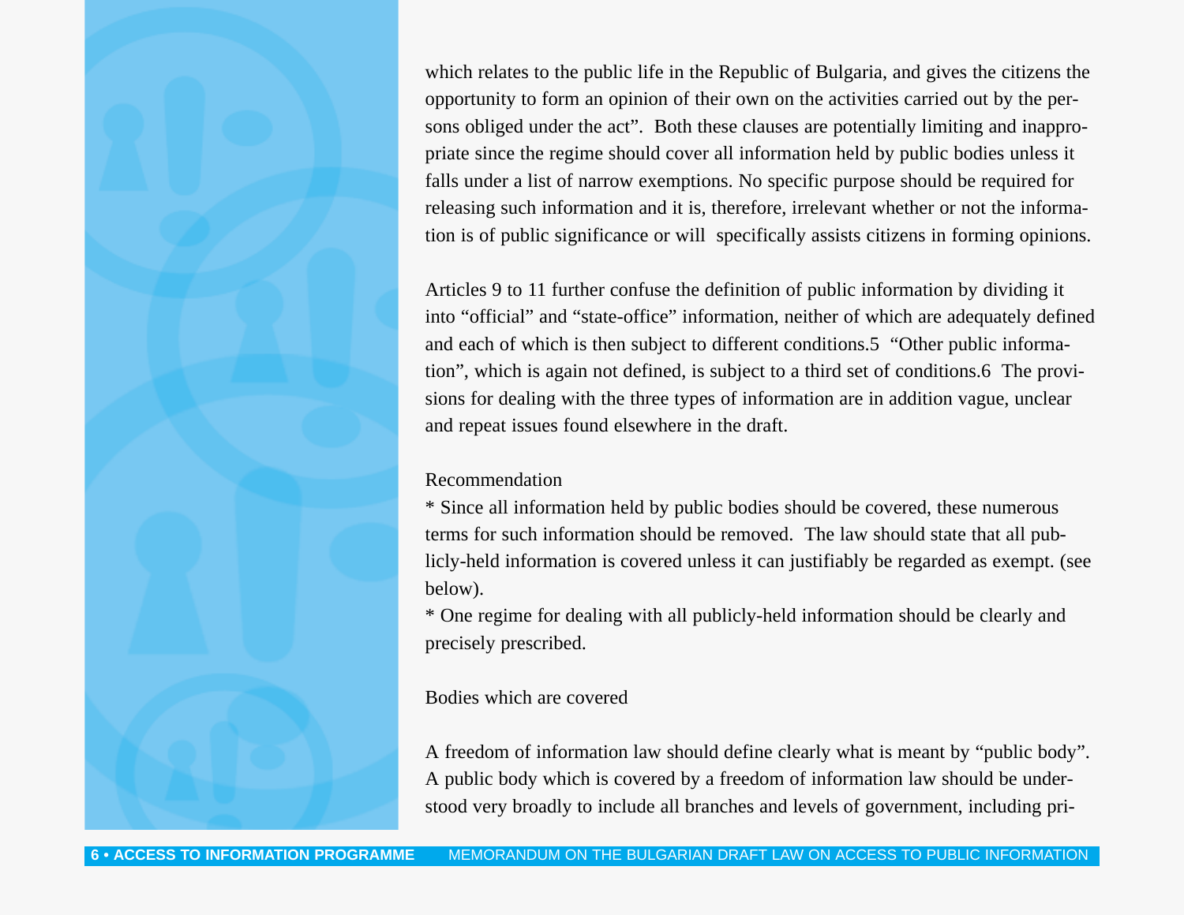which relates to the public life in the Republic of Bulgaria, and gives the citizens the opportunity to form an opinion of their own on the activities carried out by the persons obliged under the act". Both these clauses are potentially limiting and inappropriate since the regime should cover all information held by public bodies unless it falls under a list of narrow exemptions. No specific purpose should be required for releasing such information and it is, therefore, irrelevant whether or not the information is of public significance or will specifically assists citizens in forming opinions.

Articles 9 to 11 further confuse the definition of public information by dividing it into "official" and "state-office" information, neither of which are adequately defined and each of which is then subject to different conditions.5 "Other public information", which is again not defined, is subject to a third set of conditions.6 The provisions for dealing with the three types of information are in addition vague, unclear and repeat issues found elsewhere in the draft.

Recommendation

* Since all information held by public bodies should be covered, these numerous terms for such information should be removed. The law should state that all publicly-held information is covered unless it can justifiably be regarded as exempt. (see below).
* One regime for dealing with all publicly-held information should be clearly and precisely prescribed.

## Bodies which are covered

A freedom of information law should define clearly what is meant by "public body". A public body which is covered by a freedom of information law should be understood very broadly to include all branches and levels of government, including pri-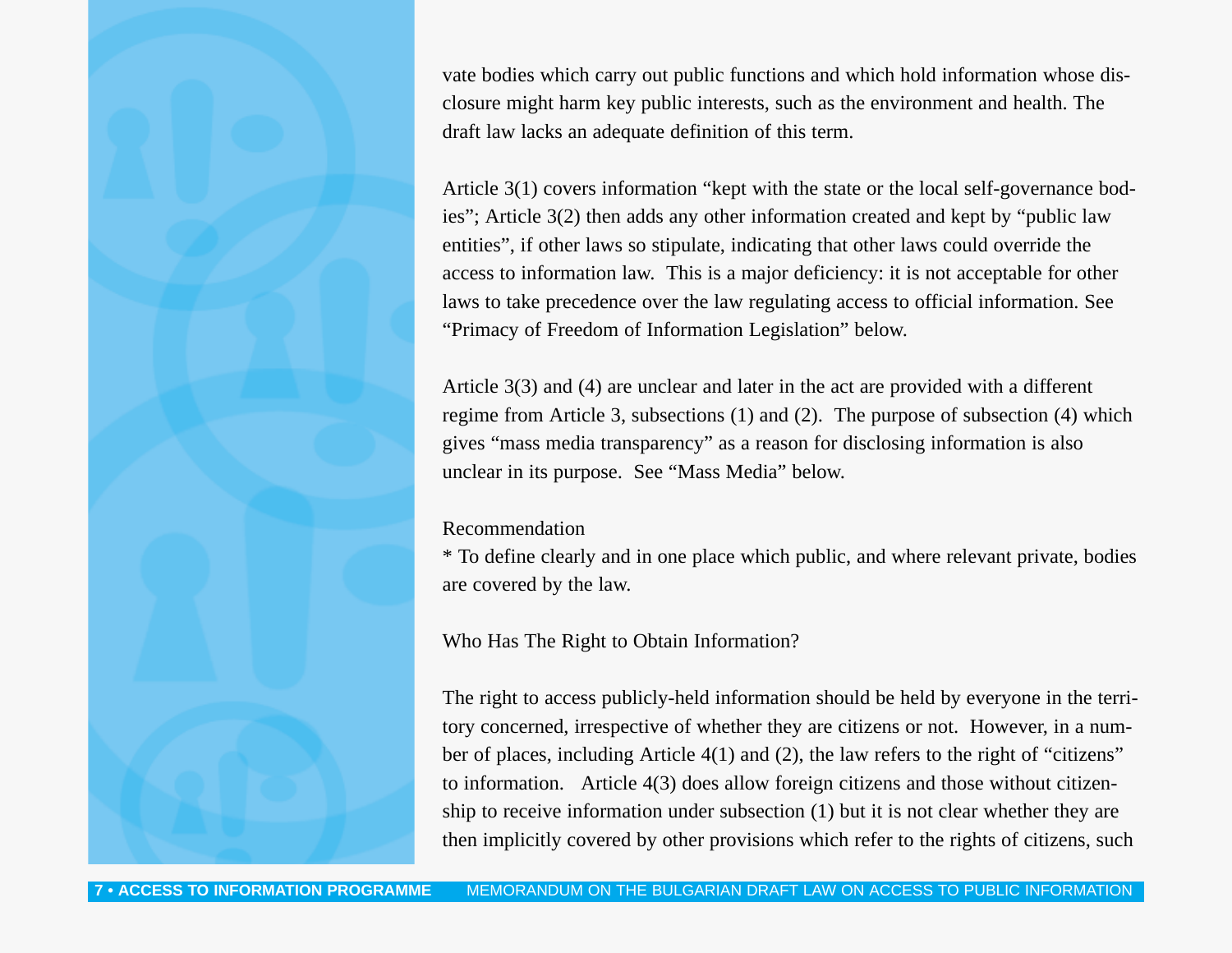vate bodies which carry out public functions and which hold information whose disclosure might harm key public interests, such as the environment and health. The draft law lacks an adequate definition of this term.

Article 3(1) covers information "kept with the state or the local self-governance bodies"; Article 3(2) then adds any other information created and kept by "public law entities", if other laws so stipulate, indicating that other laws could override the access to information law. This is a major deficiency: it is not acceptable for other laws to take precedence over the law regulating access to official information. See "Primacy of Freedom of Information Legislation" below.

Article 3(3) and (4) are unclear and later in the act are provided with a different regime from Article 3, subsections (1) and (2). The purpose of subsection (4) which gives "mass media transparency" as a reason for disclosing information is also unclear in its purpose. See "Mass Media" below.

Recommendation

* To define clearly and in one place which public, and where relevant private, bodies are covered by the law.

### Who Has The Right to Obtain Information?

The right to access publicly-held information should be held by everyone in the territory concerned, irrespective of whether they are citizens or not. However, in a number of places, including Article 4(1) and (2), the law refers to the right of "citizens" to information. Article 4(3) does allow foreign citizens and those without citizenship to receive information under subsection (1) but it is not clear whether they are then implicitly covered by other provisions which refer to the rights of citizens, such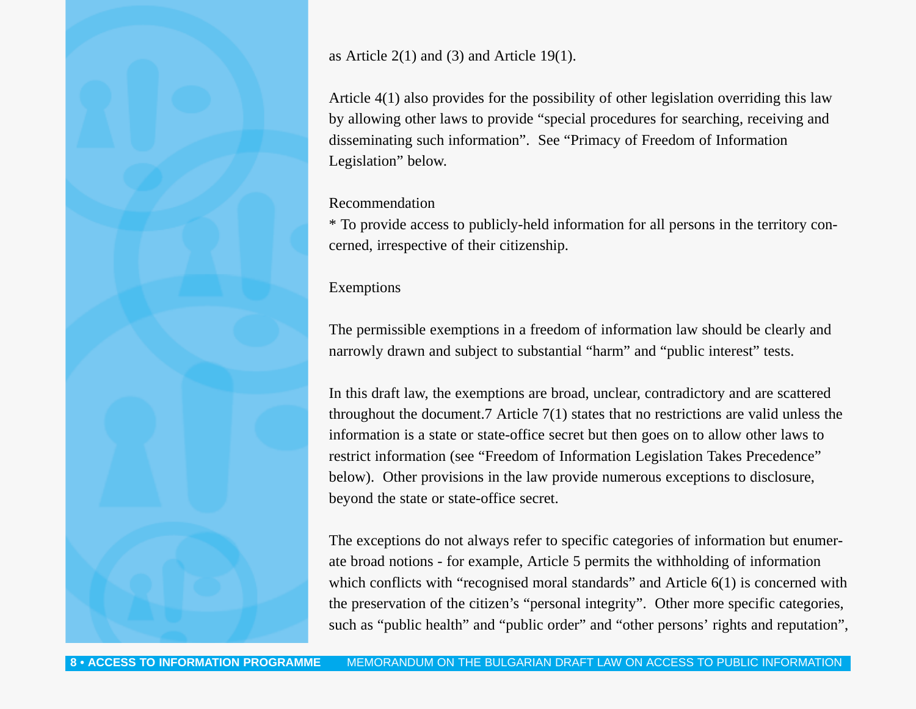as Article 2(1) and (3) and Article 19(1).

Article 4(1) also provides for the possibility of other legislation overriding this law by allowing other laws to provide "special procedures for searching, receiving and disseminating such information". See "Primacy of Freedom of Information Legislation" below.

### Recommendation

* To provide access to publicly-held information for all persons in the territory concerned, irrespective of their citizenship.

## Exemptions

The permissible exemptions in a freedom of information law should be clearly and narrowly drawn and subject to substantial "harm" and "public interest" tests.

In this draft law, the exemptions are broad, unclear, contradictory and are scattered throughout the document.[7] Article 7(1) states that no restrictions are valid unless the information is a state or state-office secret but then goes on to allow other laws to restrict information (see "Freedom of Information Legislation Takes Precedence" below). Other provisions in the law provide numerous exceptions to disclosure, beyond the state or state-office secret.

The exceptions do not always refer to specific categories of information but enumerate broad notions - for example, Article 5 permits the withholding of information which conflicts with "recognised moral standards" and Article 6(1) is concerned with the preservation of the citizen's "personal integrity". Other more specific categories, such as "public health" and "public order" and "other persons' rights and reputation",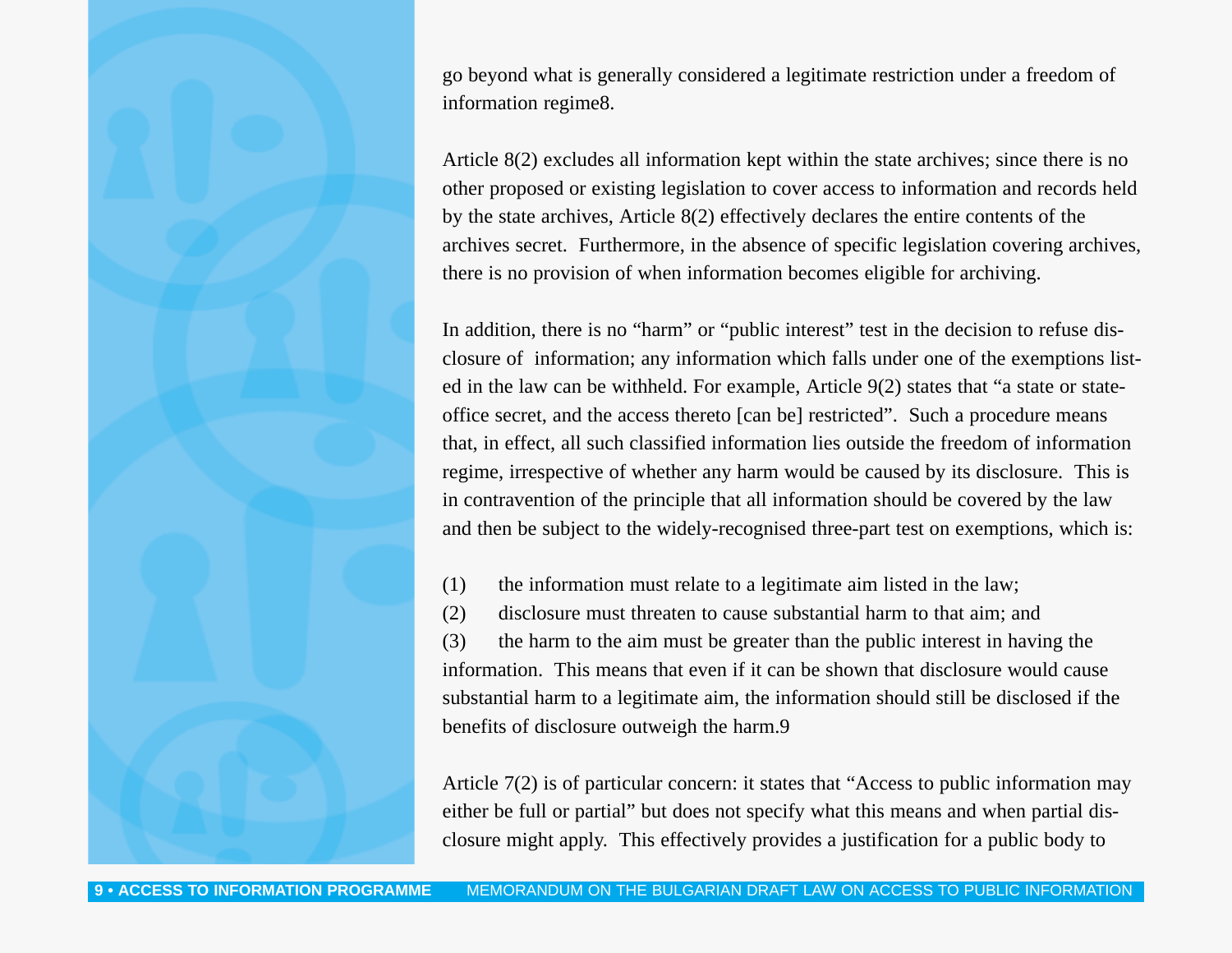go beyond what is generally considered a legitimate restriction under a freedom of information regime[8].

Article 8(2) excludes all information kept within the state archives; since there is no other proposed or existing legislation to cover access to information and records held by the state archives, Article 8(2) effectively declares the entire contents of the archives secret. Furthermore, in the absence of specific legislation covering archives, there is no provision of when information becomes eligible for archiving.

In addition, there is no "harm" or "public interest" test in the decision to refuse disclosure of information; any information which falls under one of the exemptions listed in the law can be withheld. For example, Article 9(2) states that "a state or state-office secret, and the access thereto [can be] restricted". Such a procedure means that, in effect, all such classified information lies outside the freedom of information regime, irrespective of whether any harm would be caused by its disclosure. This is in contravention of the principle that all information should be covered by the law and then be subject to the widely-recognised three-part test on exemptions, which is:

(1) the information must relate to a legitimate aim listed in the law;
(2) disclosure must threaten to cause substantial harm to that aim; and
(3) the harm to the aim must be greater than the public interest in having the information. This means that even if it can be shown that disclosure would cause substantial harm to a legitimate aim, the information should still be disclosed if the benefits of disclosure outweigh the harm.[9]

Article 7(2) is of particular concern: it states that "Access to public information may either be full or partial" but does not specify what this means and when partial disclosure might apply. This effectively provides a justification for a public body to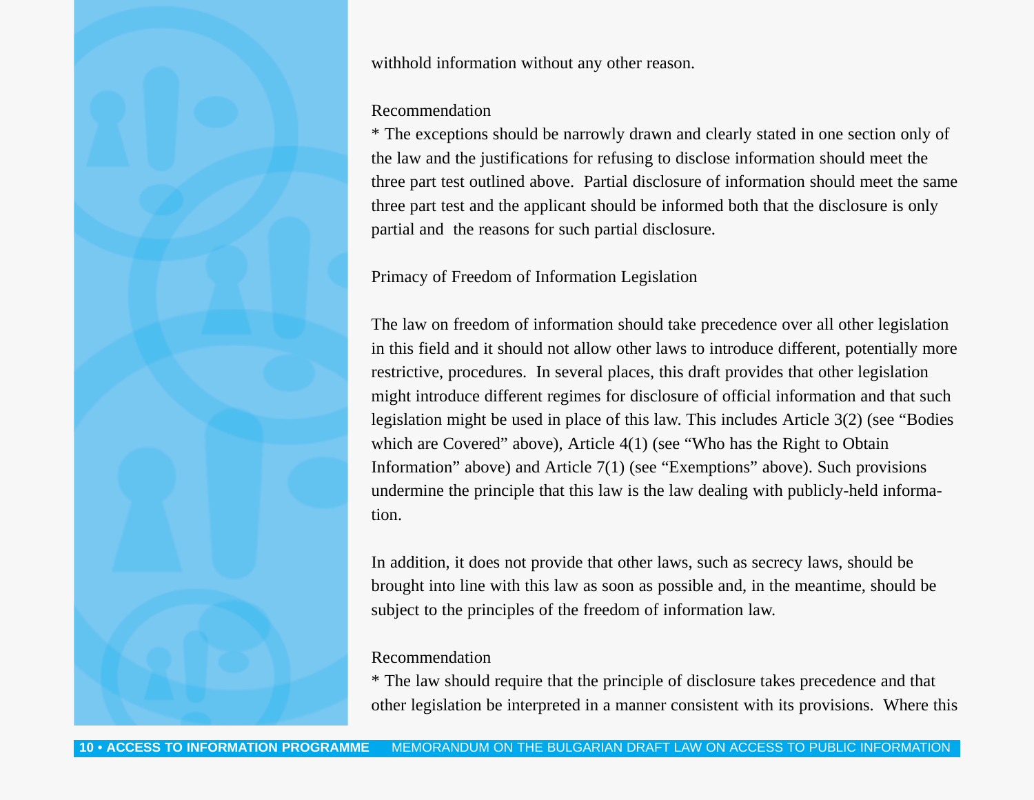withhold information without any other reason.

Recommendation

* The exceptions should be narrowly drawn and clearly stated in one section only of the law and the justifications for refusing to disclose information should meet the three part test outlined above. Partial disclosure of information should meet the same three part test and the applicant should be informed both that the disclosure is only partial and the reasons for such partial disclosure.

## Primacy of Freedom of Information Legislation

The law on freedom of information should take precedence over all other legislation in this field and it should not allow other laws to introduce different, potentially more restrictive, procedures. In several places, this draft provides that other legislation might introduce different regimes for disclosure of official information and that such legislation might be used in place of this law. This includes Article 3(2) (see "Bodies which are Covered" above), Article 4(1) (see "Who has the Right to Obtain Information" above) and Article 7(1) (see "Exemptions" above). Such provisions undermine the principle that this law is the law dealing with publicly-held information.

In addition, it does not provide that other laws, such as secrecy laws, should be brought into line with this law as soon as possible and, in the meantime, should be subject to the principles of the freedom of information law.

Recommendation

* The law should require that the principle of disclosure takes precedence and that other legislation be interpreted in a manner consistent with its provisions. Where this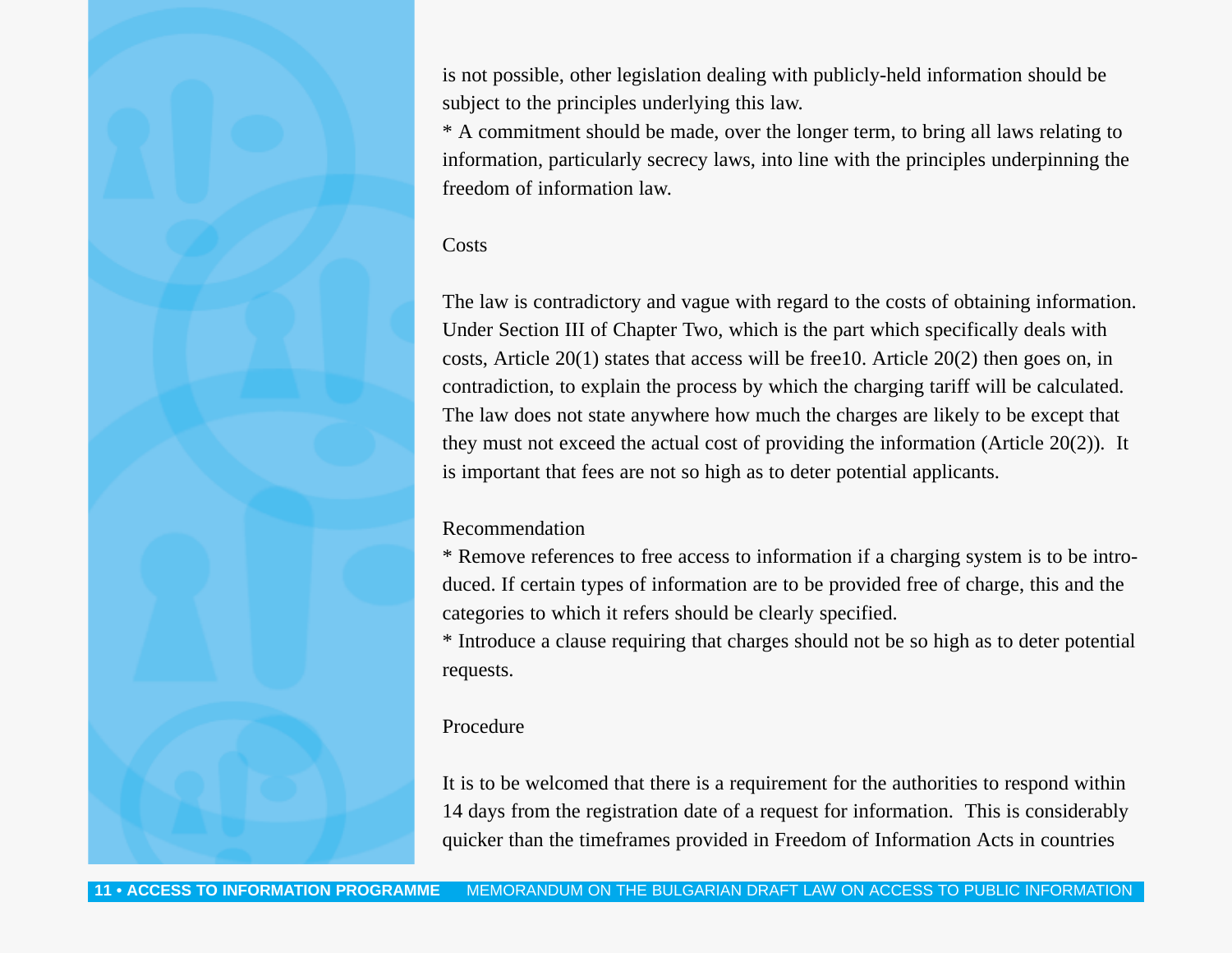is not possible, other legislation dealing with publicly-held information should be subject to the principles underlying this law.

* A commitment should be made, over the longer term, to bring all laws relating to information, particularly secrecy laws, into line with the principles underpinning the freedom of information law.

### Costs

The law is contradictory and vague with regard to the costs of obtaining information. Under Section III of Chapter Two, which is the part which specifically deals with costs, Article 20(1) states that access will be free[10]. Article 20(2) then goes on, in contradiction, to explain the process by which the charging tariff will be calculated. The law does not state anywhere how much the charges are likely to be except that they must not exceed the actual cost of providing the information (Article 20(2)). It is important that fees are not so high as to deter potential applicants.

### Recommendation

* Remove references to free access to information if a charging system is to be introduced. If certain types of information are to be provided free of charge, this and the categories to which it refers should be clearly specified.
* Introduce a clause requiring that charges should not be so high as to deter potential requests.

### Procedure

It is to be welcomed that there is a requirement for the authorities to respond within 14 days from the registration date of a request for information. This is considerably quicker than the timeframes provided in Freedom of Information Acts in countries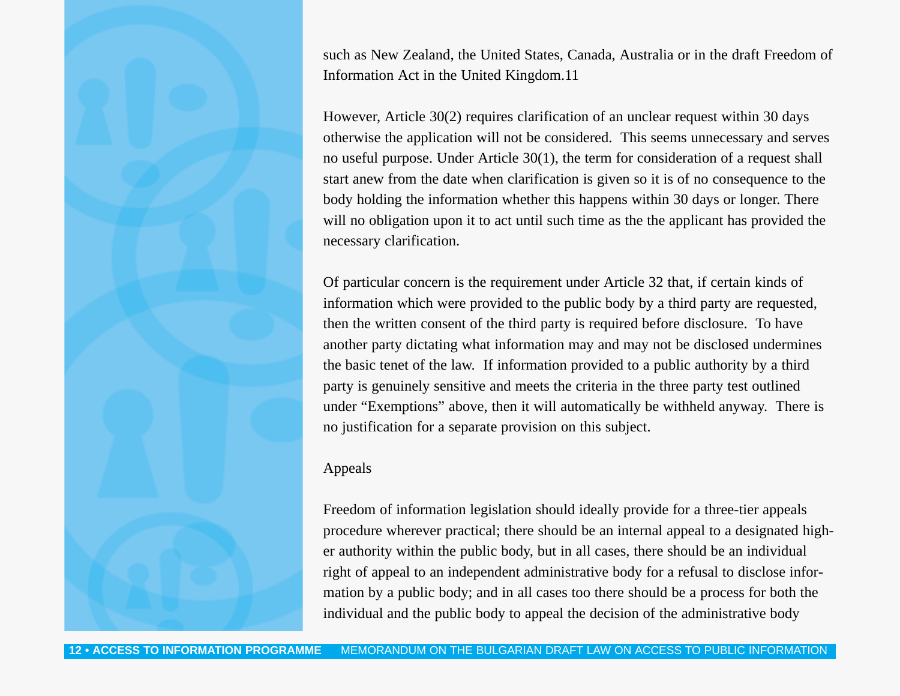such as New Zealand, the United States, Canada, Australia or in the draft Freedom of Information Act in the United Kingdom.11

However, Article 30(2) requires clarification of an unclear request within 30 days otherwise the application will not be considered. This seems unnecessary and serves no useful purpose. Under Article 30(1), the term for consideration of a request shall start anew from the date when clarification is given so it is of no consequence to the body holding the information whether this happens within 30 days or longer. There will no obligation upon it to act until such time as the the applicant has provided the necessary clarification.

Of particular concern is the requirement under Article 32 that, if certain kinds of information which were provided to the public body by a third party are requested, then the written consent of the third party is required before disclosure. To have another party dictating what information may and may not be disclosed undermines the basic tenet of the law. If information provided to a public authority by a third party is genuinely sensitive and meets the criteria in the three party test outlined under "Exemptions" above, then it will automatically be withheld anyway. There is no justification for a separate provision on this subject.

## Appeals

Freedom of information legislation should ideally provide for a three-tier appeals procedure wherever practical; there should be an internal appeal to a designated higher authority within the public body, but in all cases, there should be an individual right of appeal to an independent administrative body for a refusal to disclose information by a public body; and in all cases too there should be a process for both the individual and the public body to appeal the decision of the administrative body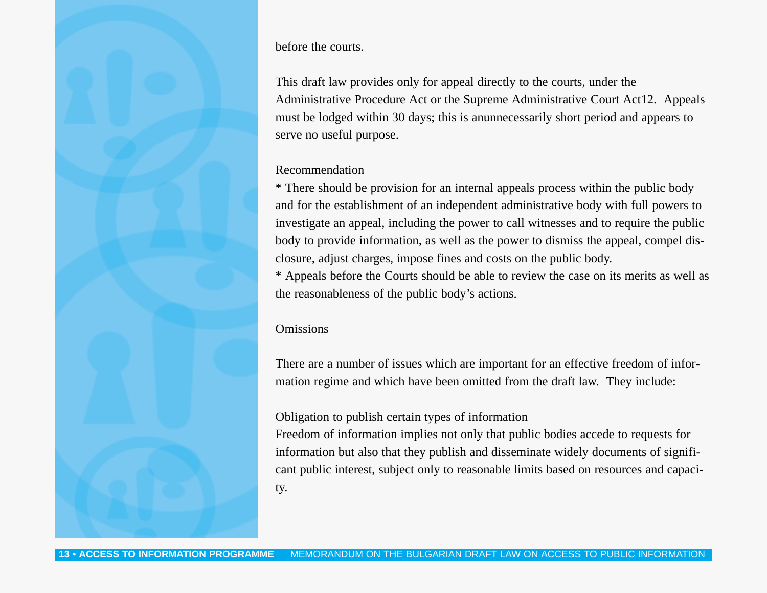before the courts.

This draft law provides only for appeal directly to the courts, under the Administrative Procedure Act or the Supreme Administrative Court Act12. Appeals must be lodged within 30 days; this is anunnecessarily short period and appears to serve no useful purpose.

Recommendation

* There should be provision for an internal appeals process within the public body and for the establishment of an independent administrative body with full powers to investigate an appeal, including the power to call witnesses and to require the public body to provide information, as well as the power to dismiss the appeal, compel disclosure, adjust charges, impose fines and costs on the public body.
* Appeals before the Courts should be able to review the case on its merits as well as the reasonableness of the public body's actions.

## Omissions

There are a number of issues which are important for an effective freedom of information regime and which have been omitted from the draft law. They include:

### Obligation to publish certain types of information

Freedom of information implies not only that public bodies accede to requests for information but also that they publish and disseminate widely documents of significant public interest, subject only to reasonable limits based on resources and capacity.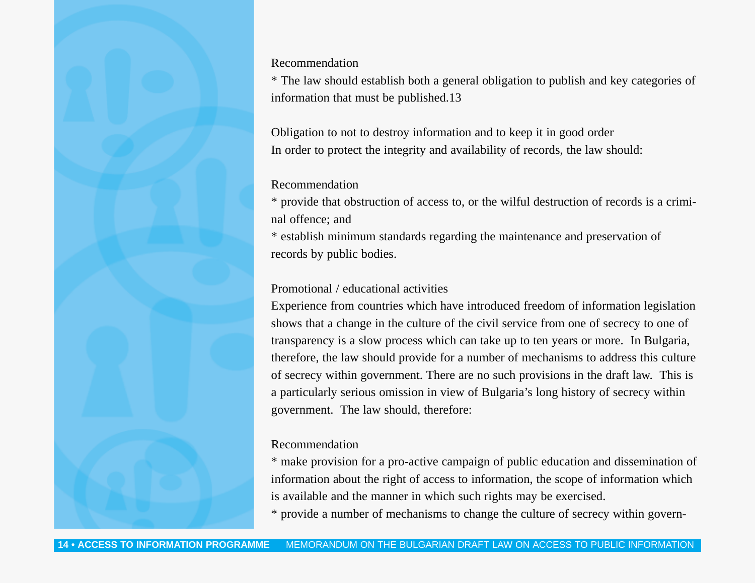Recommendation

* The law should establish both a general obligation to publish and key categories of information that must be published.13

Obligation to not to destroy information and to keep it in good order

In order to protect the integrity and availability of records, the law should:

Recommendation

* provide that obstruction of access to, or the wilful destruction of records is a criminal offence; and
* establish minimum standards regarding the maintenance and preservation of records by public bodies.

Promotional / educational activities

Experience from countries which have introduced freedom of information legislation shows that a change in the culture of the civil service from one of secrecy to one of transparency is a slow process which can take up to ten years or more. In Bulgaria, therefore, the law should provide for a number of mechanisms to address this culture of secrecy within government. There are no such provisions in the draft law. This is a particularly serious omission in view of Bulgaria's long history of secrecy within government. The law should, therefore:

Recommendation

* make provision for a pro-active campaign of public education and dissemination of information about the right of access to information, the scope of information which is available and the manner in which such rights may be exercised.
* provide a number of mechanisms to change the culture of secrecy within govern-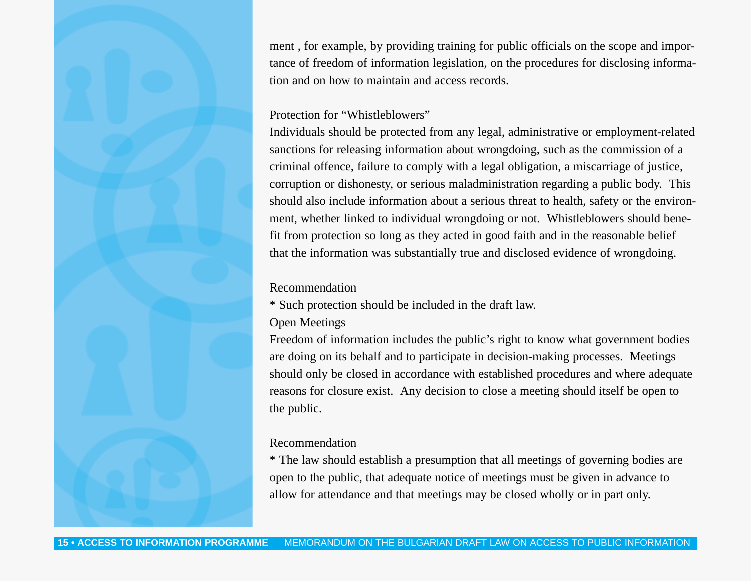ment , for example, by providing training for public officials on the scope and importance of freedom of information legislation, on the procedures for disclosing information and on how to maintain and access records.

### Protection for "Whistleblowers"

Individuals should be protected from any legal, administrative or employment-related sanctions for releasing information about wrongdoing, such as the commission of a criminal offence, failure to comply with a legal obligation, a miscarriage of justice, corruption or dishonesty, or serious maladministration regarding a public body. This should also include information about a serious threat to health, safety or the environment, whether linked to individual wrongdoing or not. Whistleblowers should benefit from protection so long as they acted in good faith and in the reasonable belief that the information was substantially true and disclosed evidence of wrongdoing.

#### Recommendation

* Such protection should be included in the draft law.

### Open Meetings

Freedom of information includes the public's right to know what government bodies are doing on its behalf and to participate in decision-making processes. Meetings should only be closed in accordance with established procedures and where adequate reasons for closure exist. Any decision to close a meeting should itself be open to the public.

#### Recommendation

* The law should establish a presumption that all meetings of governing bodies are open to the public, that adequate notice of meetings must be given in advance to allow for attendance and that meetings may be closed wholly or in part only.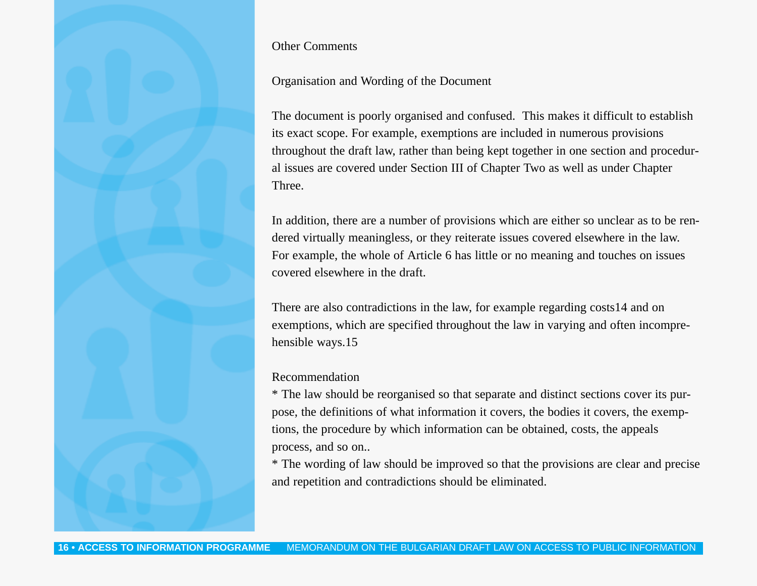## Other Comments

### Organisation and Wording of the Document

The document is poorly organised and confused. This makes it difficult to establish its exact scope. For example, exemptions are included in numerous provisions throughout the draft law, rather than being kept together in one section and procedural issues are covered under Section III of Chapter Two as well as under Chapter Three.

In addition, there are a number of provisions which are either so unclear as to be rendered virtually meaningless, or they reiterate issues covered elsewhere in the law. For example, the whole of Article 6 has little or no meaning and touches on issues covered elsewhere in the draft.

There are also contradictions in the law, for example regarding costs[14] and on exemptions, which are specified throughout the law in varying and often incomprehensible ways.[15]

**Recommendation**

* The law should be reorganised so that separate and distinct sections cover its purpose, the definitions of what information it covers, the bodies it covers, the exemptions, the procedure by which information can be obtained, costs, the appeals process, and so on..
* The wording of law should be improved so that the provisions are clear and precise and repetition and contradictions should be eliminated.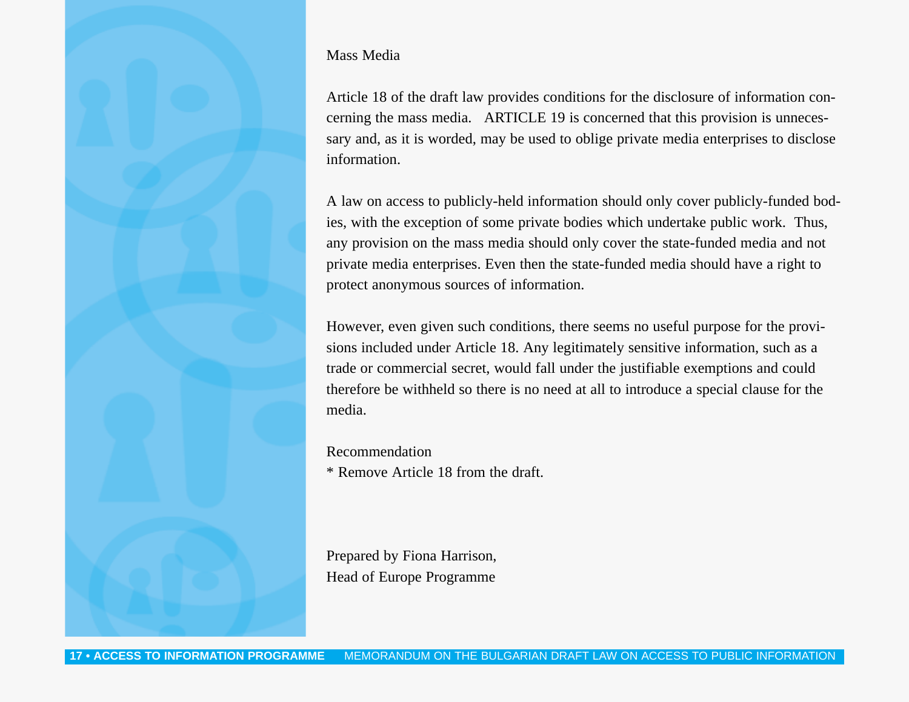### Mass Media

Article 18 of the draft law provides conditions for the disclosure of information concerning the mass media. ARTICLE 19 is concerned that this provision is unnecessary and, as it is worded, may be used to oblige private media enterprises to disclose information.

A law on access to publicly-held information should only cover publicly-funded bodies, with the exception of some private bodies which undertake public work. Thus, any provision on the mass media should only cover the state-funded media and not private media enterprises. Even then the state-funded media should have a right to protect anonymous sources of information.

However, even given such conditions, there seems no useful purpose for the provisions included under Article 18. Any legitimately sensitive information, such as a trade or commercial secret, would fall under the justifiable exemptions and could therefore be withheld so there is no need at all to introduce a special clause for the media.

Recommendation

* Remove Article 18 from the draft.

Prepared by Fiona Harrison,
Head of Europe Programme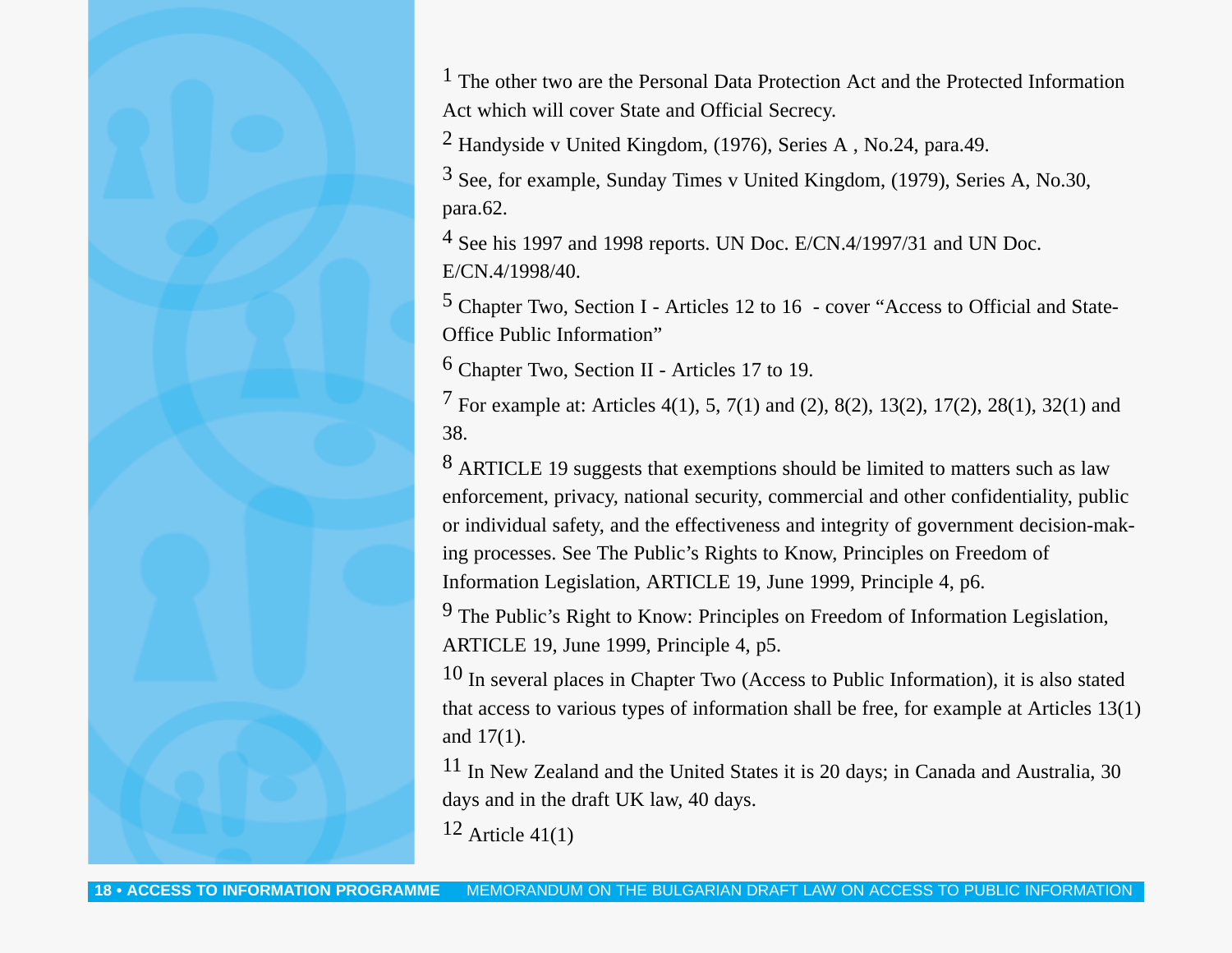[1] The other two are the Personal Data Protection Act and the Protected Information Act which will cover State and Official Secrecy.

[2] Handyside v United Kingdom, (1976), Series A , No.24, para.49.

[3] See, for example, Sunday Times v United Kingdom, (1979), Series A, No.30, para.62.

[4] See his 1997 and 1998 reports. UN Doc. E/CN.4/1997/31 and UN Doc. E/CN.4/1998/40.

[5] Chapter Two, Section I - Articles 12 to 16 - cover "Access to Official and State-Office Public Information"

[6] Chapter Two, Section II - Articles 17 to 19.

[7] For example at: Articles 4(1), 5, 7(1) and (2), 8(2), 13(2), 17(2), 28(1), 32(1) and 38.

[8] ARTICLE 19 suggests that exemptions should be limited to matters such as law enforcement, privacy, national security, commercial and other confidentiality, public or individual safety, and the effectiveness and integrity of government decision-making processes. See The Public's Rights to Know, Principles on Freedom of Information Legislation, ARTICLE 19, June 1999, Principle 4, p6.

[9] The Public's Right to Know: Principles on Freedom of Information Legislation, ARTICLE 19, June 1999, Principle 4, p5.

[10] In several places in Chapter Two (Access to Public Information), it is also stated that access to various types of information shall be free, for example at Articles 13(1) and 17(1).

[11] In New Zealand and the United States it is 20 days; in Canada and Australia, 30 days and in the draft UK law, 40 days.

[12] Article 41(1)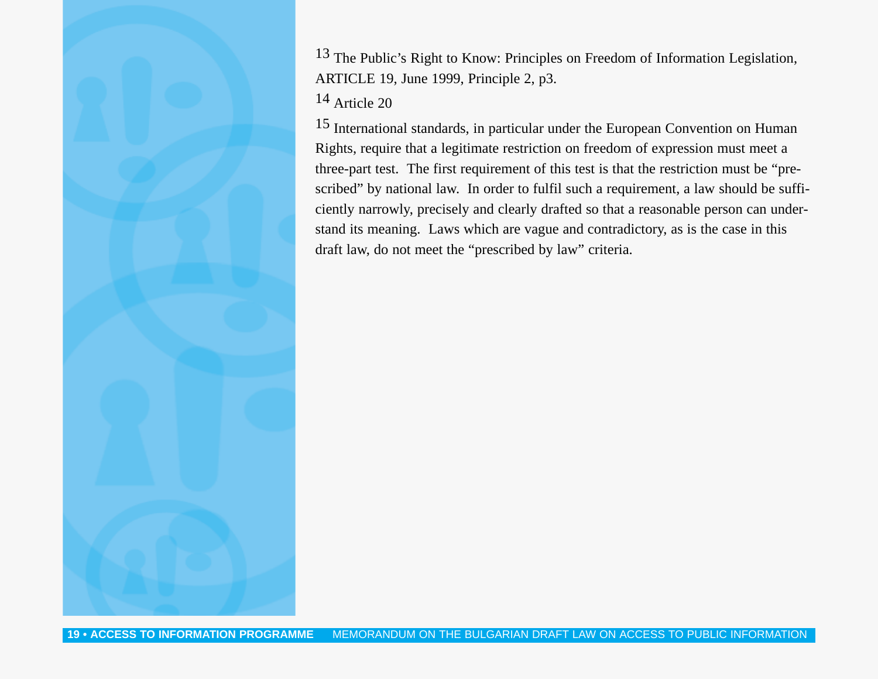[13] The Public's Right to Know: Principles on Freedom of Information Legislation, ARTICLE 19, June 1999, Principle 2, p3.

[14] Article 20

[15] International standards, in particular under the European Convention on Human Rights, require that a legitimate restriction on freedom of expression must meet a three-part test. The first requirement of this test is that the restriction must be "prescribed" by national law. In order to fulfil such a requirement, a law should be sufficiently narrowly, precisely and clearly drafted so that a reasonable person can understand its meaning. Laws which are vague and contradictory, as is the case in this draft law, do not meet the "prescribed by law" criteria.